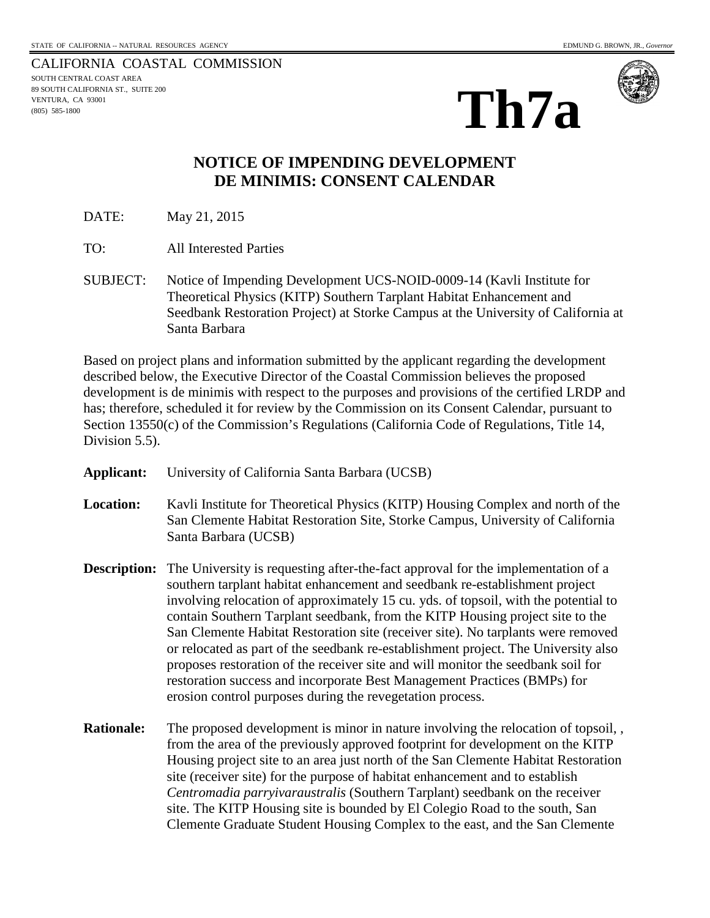STATE OF CALIFORNIA -- NATURAL RESOURCES AGENCY

EDMUND G. BROWN, JR., *Governor*

CALIFORNIA COASTAL COMMISSION
SOUTH CENTRAL COAST AREA
89 SOUTH CALIFORNIA ST., SUITE 200
VENTURA, CA 93001
(805) 585-1800

# Th7a

## NOTICE OF IMPENDING DEVELOPMENT DE MINIMIS: CONSENT CALENDAR

DATE: May 21, 2015

TO: All Interested Parties

SUBJECT: Notice of Impending Development UCS-NOID-0009-14 (Kavli Institute for Theoretical Physics (KITP) Southern Tarplant Habitat Enhancement and Seedbank Restoration Project) at Storke Campus at the University of California at Santa Barbara

Based on project plans and information submitted by the applicant regarding the development described below, the Executive Director of the Coastal Commission believes the proposed development is de minimis with respect to the purposes and provisions of the certified LRDP and has; therefore, scheduled it for review by the Commission on its Consent Calendar, pursuant to Section 13550(c) of the Commission's Regulations (California Code of Regulations, Title 14, Division 5.5).

**Applicant:** University of California Santa Barbara (UCSB)

**Location:** Kavli Institute for Theoretical Physics (KITP) Housing Complex and north of the San Clemente Habitat Restoration Site, Storke Campus, University of California Santa Barbara (UCSB)

**Description:** The University is requesting after-the-fact approval for the implementation of a southern tarplant habitat enhancement and seedbank re-establishment project involving relocation of approximately 15 cu. yds. of topsoil, with the potential to contain Southern Tarplant seedbank, from the KITP Housing project site to the San Clemente Habitat Restoration site (receiver site). No tarplants were removed or relocated as part of the seedbank re-establishment project. The University also proposes restoration of the receiver site and will monitor the seedbank soil for restoration success and incorporate Best Management Practices (BMPs) for erosion control purposes during the revegetation process.

**Rationale:** The proposed development is minor in nature involving the relocation of topsoil, , from the area of the previously approved footprint for development on the KITP Housing project site to an area just north of the San Clemente Habitat Restoration site (receiver site) for the purpose of habitat enhancement and to establish *Centromadia parryivaraustralis* (Southern Tarplant) seedbank on the receiver site. The KITP Housing site is bounded by El Colegio Road to the south, San Clemente Graduate Student Housing Complex to the east, and the San Clemente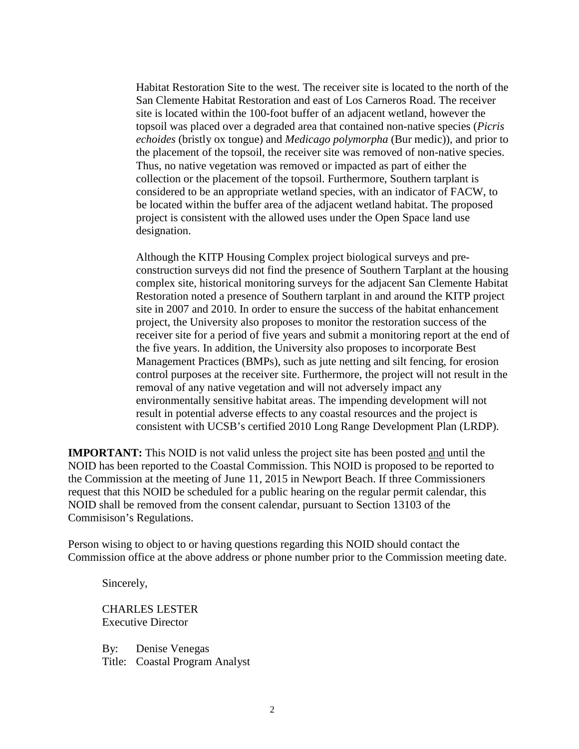Habitat Restoration Site to the west. The receiver site is located to the north of the San Clemente Habitat Restoration and east of Los Carneros Road. The receiver site is located within the 100-foot buffer of an adjacent wetland, however the topsoil was placed over a degraded area that contained non-native species (*Picris echoides* (bristly ox tongue) and *Medicago polymorpha* (Bur medic)), and prior to the placement of the topsoil, the receiver site was removed of non-native species. Thus, no native vegetation was removed or impacted as part of either the collection or the placement of the topsoil. Furthermore, Southern tarplant is considered to be an appropriate wetland species, with an indicator of FACW, to be located within the buffer area of the adjacent wetland habitat. The proposed project is consistent with the allowed uses under the Open Space land use designation.

Although the KITP Housing Complex project biological surveys and pre-construction surveys did not find the presence of Southern Tarplant at the housing complex site, historical monitoring surveys for the adjacent San Clemente Habitat Restoration noted a presence of Southern tarplant in and around the KITP project site in 2007 and 2010. In order to ensure the success of the habitat enhancement project, the University also proposes to monitor the restoration success of the receiver site for a period of five years and submit a monitoring report at the end of the five years. In addition, the University also proposes to incorporate Best Management Practices (BMPs), such as jute netting and silt fencing, for erosion control purposes at the receiver site. Furthermore, the project will not result in the removal of any native vegetation and will not adversely impact any environmentally sensitive habitat areas. The impending development will not result in potential adverse effects to any coastal resources and the project is consistent with UCSB's certified 2010 Long Range Development Plan (LRDP).

**IMPORTANT:** This NOID is not valid unless the project site has been posted and until the NOID has been reported to the Coastal Commission. This NOID is proposed to be reported to the Commission at the meeting of June 11, 2015 in Newport Beach. If three Commissioners request that this NOID be scheduled for a public hearing on the regular permit calendar, this NOID shall be removed from the consent calendar, pursuant to Section 13103 of the Commisison's Regulations.

Person wising to object to or having questions regarding this NOID should contact the Commission office at the above address or phone number prior to the Commission meeting date.

Sincerely,

CHARLES LESTER
Executive Director

By: Denise Venegas
Title: Coastal Program Analyst